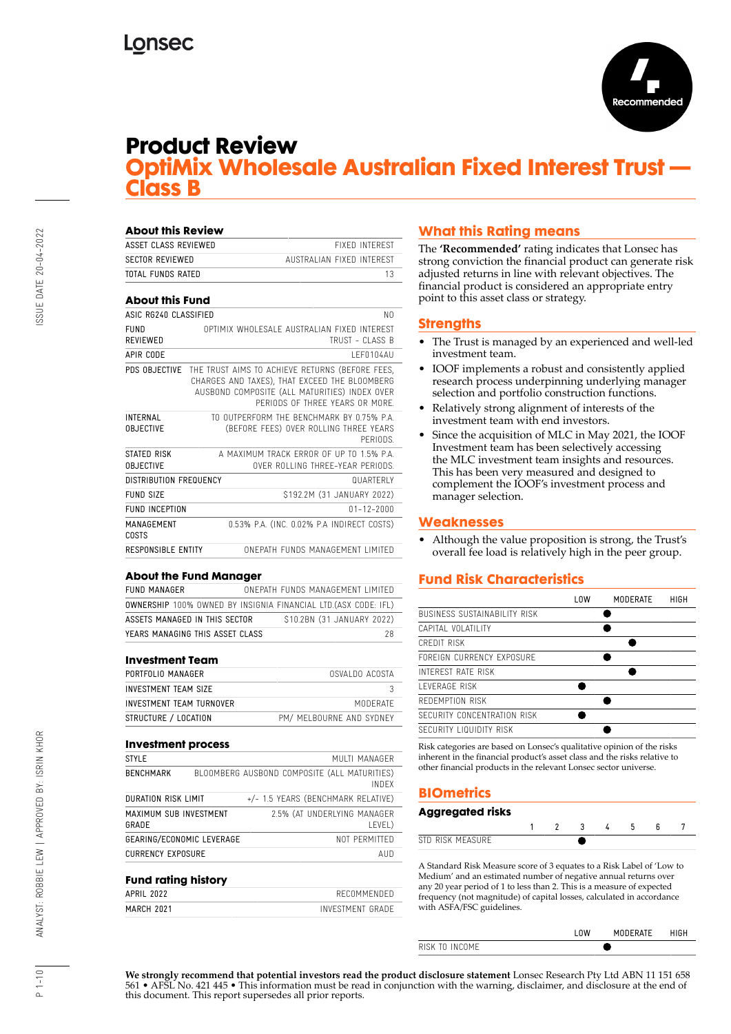Lonsec

Recommended

# Product Review

## OptiMix Wholesale Australian Fixed Interest Trust — Class B

### About this Review

| | |
|---|---|
| ASSET CLASS REVIEWED | FIXED INTEREST |
| SECTOR REVIEWED | AUSTRALIAN FIXED INTEREST |
| TOTAL FUNDS RATED | 13 |

### About this Fund

| | |
|---|---|
| ASIC RG240 CLASSIFIED | NO |
| FUND REVIEWED | OPTIMIX WHOLESALE AUSTRALIAN FIXED INTEREST TRUST - CLASS B |
| APIR CODE | LEF0104AU |
| PDS OBJECTIVE | THE TRUST AIMS TO ACHIEVE RETURNS (BEFORE FEES, CHARGES AND TAXES), THAT EXCEED THE BLOOMBERG AUSBOND COMPOSITE (ALL MATURITIES) INDEX OVER PERIODS OF THREE YEARS OR MORE. |
| INTERNAL OBJECTIVE | TO OUTPERFORM THE BENCHMARK BY 0.75% P.A. (BEFORE FEES) OVER ROLLING THREE YEARS PERIODS. |
| STATED RISK OBJECTIVE | A MAXIMUM TRACK ERROR OF UP TO 1.5% P.A. OVER ROLLING THREE-YEAR PERIODS. |
| DISTRIBUTION FREQUENCY | QUARTERLY |
| FUND SIZE | $192.2M (31 JANUARY 2022) |
| FUND INCEPTION | 01-12-2000 |
| MANAGEMENT COSTS | 0.53% P.A. (INC. 0.02% P.A INDIRECT COSTS) |
| RESPONSIBLE ENTITY | ONEPATH FUNDS MANAGEMENT LIMITED |

### About the Fund Manager

| | |
|---|---|
| FUND MANAGER | ONEPATH FUNDS MANAGEMENT LIMITED |
| OWNERSHIP | 100% OWNED BY INSIGNIA FINANCIAL LTD.(ASX CODE: IFL) |
| ASSETS MANAGED IN THIS SECTOR | $10.2BN (31 JANUARY 2022) |
| YEARS MANAGING THIS ASSET CLASS | 28 |

### Investment Team

| | |
|---|---|
| PORTFOLIO MANAGER | OSVALDO ACOSTA |
| INVESTMENT TEAM SIZE | 3 |
| INVESTMENT TEAM TURNOVER | MODERATE |
| STRUCTURE / LOCATION | PM/ MELBOURNE AND SYDNEY |

### Investment process

| | |
|---|---|
| STYLE | MULTI MANAGER |
| BENCHMARK | BLOOMBERG AUSBOND COMPOSITE (ALL MATURITIES) INDEX |
| DURATION RISK LIMIT | +/- 1.5 YEARS (BENCHMARK RELATIVE) |
| MAXIMUM SUB INVESTMENT GRADE | 2.5% (AT UNDERLYING MANAGER LEVEL) |
| GEARING/ECONOMIC LEVERAGE | NOT PERMITTED |
| CURRENCY EXPOSURE | AUD |

### Fund rating history

| | |
|---|---|
| APRIL 2022 | RECOMMENDED |
| MARCH 2021 | INVESTMENT GRADE |

### What this Rating means

The **'Recommended'** rating indicates that Lonsec has strong conviction the financial product can generate risk adjusted returns in line with relevant objectives. The financial product is considered an appropriate entry point to this asset class or strategy.

### Strengths

- The Trust is managed by an experienced and well-led investment team.
- IOOF implements a robust and consistently applied research process underpinning underlying manager selection and portfolio construction functions.
- Relatively strong alignment of interests of the investment team with end investors.
- Since the acquisition of MLC in May 2021, the IOOF Investment team has been selectively accessing the MLC investment team insights and resources. This has been very measured and designed to complement the IOOF's investment process and manager selection.

### Weaknesses

- Although the value proposition is strong, the Trust's overall fee load is relatively high in the peer group.

### Fund Risk Characteristics

| | LOW | MODERATE | HIGH |
|---|---|---|---|
| BUSINESS SUSTAINABILITY RISK | | ● | |
| CAPITAL VOLATILITY | | ● | |
| CREDIT RISK | | ● | |
| FOREIGN CURRENCY EXPOSURE | | ● | |
| INTEREST RATE RISK | | ● | |
| LEVERAGE RISK | ● | | |
| REDEMPTION RISK | | ● | |
| SECURITY CONCENTRATION RISK | ● | | |
| SECURITY LIQUIDITY RISK | | ● | |

Risk categories are based on Lonsec's qualitative opinion of the risks inherent in the financial product's asset class and the risks relative to other financial products in the relevant Lonsec sector universe.

### BIOmetrics

#### Aggregated risks

| | 1 | 2 | 3 | 4 | 5 | 6 | 7 |
|---|---|---|---|---|---|---|---|
| STD RISK MEASURE | | | ● | | | | |

A Standard Risk Measure score of 3 equates to a Risk Label of 'Low to Medium' and an estimated number of negative annual returns over any 20 year period of 1 to less than 2. This is a measure of expected frequency (not magnitude) of capital losses, calculated in accordance with ASFA/FSC guidelines.

| | LOW | MODERATE | HIGH |
|---|---|---|---|
| RISK TO INCOME | | ● | |

**We strongly recommend that potential investors read the product disclosure statement** Lonsec Research Pty Ltd ABN 11 151 658 561 • AFSL No. 421 445 • This information must be read in conjunction with the warning, disclaimer, and disclosure at the end of this document. This report supersedes all prior reports.

ISSUE DATE 20-04-2022

ANALYST: ROBBIE LEW | APPROVED BY: ISRIN KHOR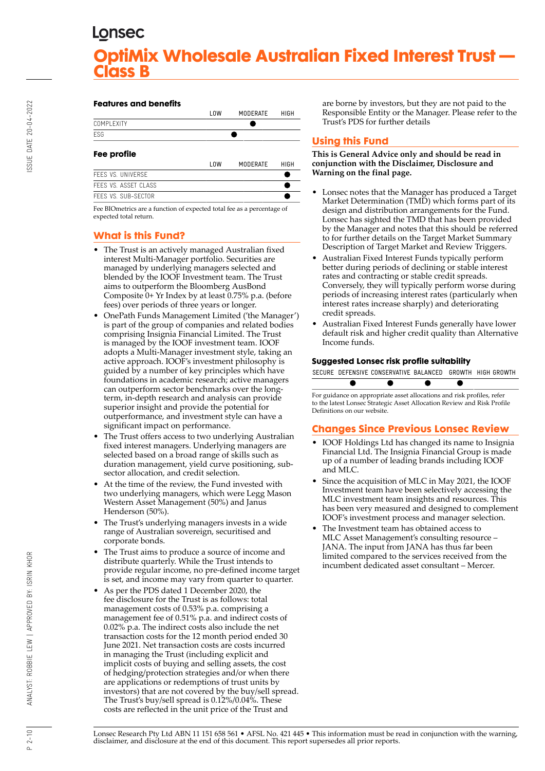# OptiMix Wholesale Australian Fixed Interest Trust — Class B

### Features and benefits

| | LOW | MODERATE | HIGH |
|---|---|---|---|
| COMPLEXITY | | ● | |
| ESG | | ● | |

### Fee profile

| | LOW | MODERATE | HIGH |
|---|---|---|---|
| FEES VS. UNIVERSE | | | ● |
| FEES VS. ASSET CLASS | | | ● |
| FEES VS. SUB-SECTOR | | | ● |

Fee BIOmetrics are a function of expected total fee as a percentage of expected total return.

## What is this Fund?

- The Trust is an actively managed Australian fixed interest Multi-Manager portfolio. Securities are managed by underlying managers selected and blended by the IOOF Investment team. The Trust aims to outperform the Bloomberg AusBond Composite 0+ Yr Index by at least 0.75% p.a. (before fees) over periods of three years or longer.
- OnePath Funds Management Limited ('the Manager') is part of the group of companies and related bodies comprising Insignia Financial Limited. The Trust is managed by the IOOF investment team. IOOF adopts a Multi-Manager investment style, taking an active approach. IOOF's investment philosophy is guided by a number of key principles which have foundations in academic research; active managers can outperform sector benchmarks over the long-term, in-depth research and analysis can provide superior insight and provide the potential for outperformance, and investment style can have a significant impact on performance.
- The Trust offers access to two underlying Australian fixed interest managers. Underlying managers are selected based on a broad range of skills such as duration management, yield curve positioning, sub-sector allocation, and credit selection.
- At the time of the review, the Fund invested with two underlying managers, which were Legg Mason Western Asset Management (50%) and Janus Henderson (50%).
- The Trust's underlying managers invests in a wide range of Australian sovereign, securitised and corporate bonds.
- The Trust aims to produce a source of income and distribute quarterly. While the Trust intends to provide regular income, no pre-defined income target is set, and income may vary from quarter to quarter.
- As per the PDS dated 1 December 2020, the fee disclosure for the Trust is as follows: total management costs of 0.53% p.a. comprising a management fee of 0.51% p.a. and indirect costs of 0.02% p.a. The indirect costs also include the net transaction costs for the 12 month period ended 30 June 2021. Net transaction costs are costs incurred in managing the Trust (including explicit and implicit costs of buying and selling assets, the cost of hedging/protection strategies and/or when there are applications or redemptions of trust units by investors) that are not covered by the buy/sell spread. The Trust's buy/sell spread is 0.12%/0.04%. These costs are reflected in the unit price of the Trust and are borne by investors, but they are not paid to the Responsible Entity or the Manager. Please refer to the Trust's PDS for further details

## Using this Fund

**This is General Advice only and should be read in conjunction with the Disclaimer, Disclosure and Warning on the final page.**

- Lonsec notes that the Manager has produced a Target Market Determination (TMD) which forms part of its design and distribution arrangements for the Fund. Lonsec has sighted the TMD that has been provided by the Manager and notes that this should be referred to for further details on the Target Market Summary Description of Target Market and Review Triggers.
- Australian Fixed Interest Funds typically perform better during periods of declining or stable interest rates and contracting or stable credit spreads. Conversely, they will typically perform worse during periods of increasing interest rates (particularly when interest rates increase sharply) and deteriorating credit spreads.
- Australian Fixed Interest Funds generally have lower default risk and higher credit quality than Alternative Income funds.

### Suggested Lonsec risk profile suitability

| SECURE | DEFENSIVE | CONSERVATIVE | BALANCED | GROWTH | HIGH GROWTH |
|---|---|---|---|---|---|
| | ● | ● | ● | ● | |

For guidance on appropriate asset allocations and risk profiles, refer to the latest Lonsec Strategic Asset Allocation Review and Risk Profile Definitions on our website.

## Changes Since Previous Lonsec Review

- IOOF Holdings Ltd has changed its name to Insignia Financial Ltd. The Insignia Financial Group is made up of a number of leading brands including IOOF and MLC.
- Since the acquisition of MLC in May 2021, the IOOF Investment team have been selectively accessing the MLC investment team insights and resources. This has been very measured and designed to complement IOOF's investment process and manager selection.
- The Investment team has obtained access to MLC Asset Management's consulting resource – JANA. The input from JANA has thus far been limited compared to the services received from the incumbent dedicated asset consultant – Mercer.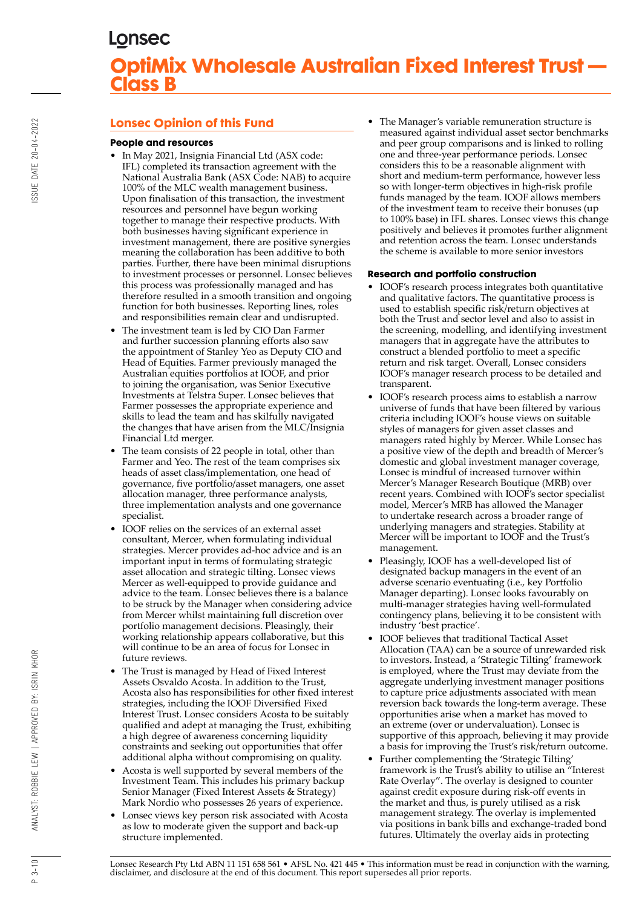# OptiMix Wholesale Australian Fixed Interest Trust — Class B

## Lonsec Opinion of this Fund

### People and resources

- In May 2021, Insignia Financial Ltd (ASX code: IFL) completed its transaction agreement with the National Australia Bank (ASX Code: NAB) to acquire 100% of the MLC wealth management business. Upon finalisation of this transaction, the investment resources and personnel have begun working together to manage their respective products. With both businesses having significant experience in investment management, there are positive synergies meaning the collaboration has been additive to both parties. Further, there have been minimal disruptions to investment processes or personnel. Lonsec believes this process was professionally managed and has therefore resulted in a smooth transition and ongoing function for both businesses. Reporting lines, roles and responsibilities remain clear and undisrupted.
- The investment team is led by CIO Dan Farmer and further succession planning efforts also saw the appointment of Stanley Yeo as Deputy CIO and Head of Equities. Farmer previously managed the Australian equities portfolios at IOOF, and prior to joining the organisation, was Senior Executive Investments at Telstra Super. Lonsec believes that Farmer possesses the appropriate experience and skills to lead the team and has skilfully navigated the changes that have arisen from the MLC/Insignia Financial Ltd merger.
- The team consists of 22 people in total, other than Farmer and Yeo. The rest of the team comprises six heads of asset class/implementation, one head of governance, five portfolio/asset managers, one asset allocation manager, three performance analysts, three implementation analysts and one governance specialist.
- IOOF relies on the services of an external asset consultant, Mercer, when formulating individual strategies. Mercer provides ad-hoc advice and is an important input in terms of formulating strategic asset allocation and strategic tilting. Lonsec views Mercer as well-equipped to provide guidance and advice to the team. Lonsec believes there is a balance to be struck by the Manager when considering advice from Mercer whilst maintaining full discretion over portfolio management decisions. Pleasingly, their working relationship appears collaborative, but this will continue to be an area of focus for Lonsec in future reviews.
- The Trust is managed by Head of Fixed Interest Assets Osvaldo Acosta. In addition to the Trust, Acosta also has responsibilities for other fixed interest strategies, including the IOOF Diversified Fixed Interest Trust. Lonsec considers Acosta to be suitably qualified and adept at managing the Trust, exhibiting a high degree of awareness concerning liquidity constraints and seeking out opportunities that offer additional alpha without compromising on quality.
- Acosta is well supported by several members of the Investment Team. This includes his primary backup Senior Manager (Fixed Interest Assets & Strategy) Mark Nordio who possesses 26 years of experience.
- Lonsec views key person risk associated with Acosta as low to moderate given the support and back-up structure implemented.
- The Manager's variable remuneration structure is measured against individual asset sector benchmarks and peer group comparisons and is linked to rolling one and three-year performance periods. Lonsec considers this to be a reasonable alignment with short and medium-term performance, however less so with longer-term objectives in high-risk profile funds managed by the team. IOOF allows members of the investment team to receive their bonuses (up to 100% base) in IFL shares. Lonsec views this change positively and believes it promotes further alignment and retention across the team. Lonsec understands the scheme is available to more senior investors

### Research and portfolio construction

- IOOF's research process integrates both quantitative and qualitative factors. The quantitative process is used to establish specific risk/return objectives at both the Trust and sector level and also to assist in the screening, modelling, and identifying investment managers that in aggregate have the attributes to construct a blended portfolio to meet a specific return and risk target. Overall, Lonsec considers IOOF's manager research process to be detailed and transparent.
- IOOF's research process aims to establish a narrow universe of funds that have been filtered by various criteria including IOOF's house views on suitable styles of managers for given asset classes and managers rated highly by Mercer. While Lonsec has a positive view of the depth and breadth of Mercer's domestic and global investment manager coverage, Lonsec is mindful of increased turnover within Mercer's Manager Research Boutique (MRB) over recent years. Combined with IOOF's sector specialist model, Mercer's MRB has allowed the Manager to undertake research across a broader range of underlying managers and strategies. Stability at Mercer will be important to IOOF and the Trust's management.
- Pleasingly, IOOF has a well-developed list of designated backup managers in the event of an adverse scenario eventuating (i.e., key Portfolio Manager departing). Lonsec looks favourably on multi-manager strategies having well-formulated contingency plans, believing it to be consistent with industry 'best practice'.
- IOOF believes that traditional Tactical Asset Allocation (TAA) can be a source of unrewarded risk to investors. Instead, a 'Strategic Tilting' framework is employed, where the Trust may deviate from the aggregate underlying investment manager positions to capture price adjustments associated with mean reversion back towards the long-term average. These opportunities arise when a market has moved to an extreme (over or undervaluation). Lonsec is supportive of this approach, believing it may provide a basis for improving the Trust's risk/return outcome.
- Further complementing the 'Strategic Tilting' framework is the Trust's ability to utilise an "Interest Rate Overlay". The overlay is designed to counter against credit exposure during risk-off events in the market and thus, is purely utilised as a risk management strategy. The overlay is implemented via positions in bank bills and exchange-traded bond futures. Ultimately the overlay aids in protecting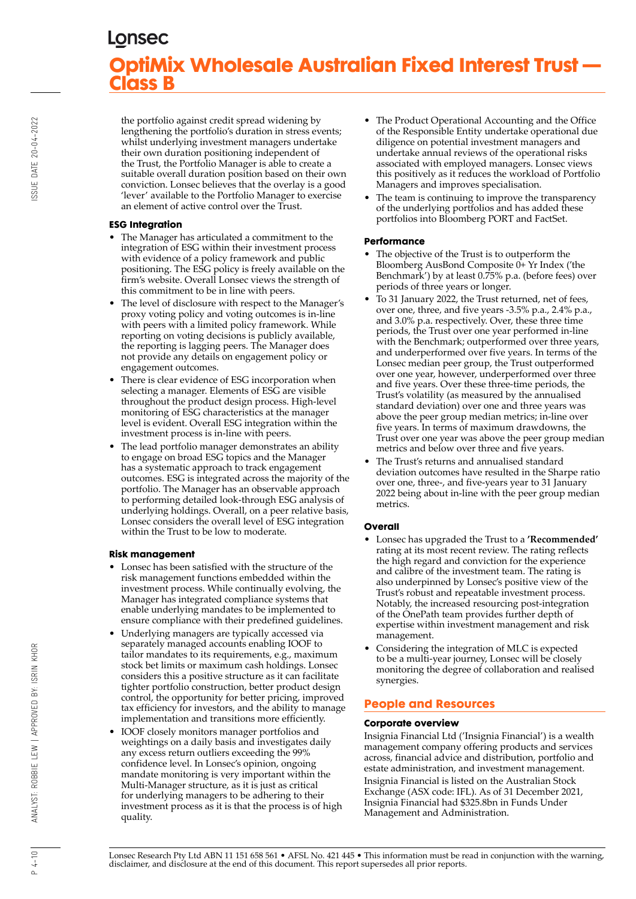the portfolio against credit spread widening by lengthening the portfolio's duration in stress events; whilst underlying investment managers undertake their own duration positioning independent of the Trust, the Portfolio Manager is able to create a suitable overall duration position based on their own conviction. Lonsec believes that the overlay is a good 'lever' available to the Portfolio Manager to exercise an element of active control over the Trust.

### ESG Integration

- The Manager has articulated a commitment to the integration of ESG within their investment process with evidence of a policy framework and public positioning. The ESG policy is freely available on the firm's website. Overall Lonsec views the strength of this commitment to be in line with peers.
- The level of disclosure with respect to the Manager's proxy voting policy and voting outcomes is in-line with peers with a limited policy framework. While reporting on voting decisions is publicly available, the reporting is lagging peers. The Manager does not provide any details on engagement policy or engagement outcomes.
- There is clear evidence of ESG incorporation when selecting a manager. Elements of ESG are visible throughout the product design process. High-level monitoring of ESG characteristics at the manager level is evident. Overall ESG integration within the investment process is in-line with peers.
- The lead portfolio manager demonstrates an ability to engage on broad ESG topics and the Manager has a systematic approach to track engagement outcomes. ESG is integrated across the majority of the portfolio. The Manager has an observable approach to performing detailed look-through ESG analysis of underlying holdings. Overall, on a peer relative basis, Lonsec considers the overall level of ESG integration within the Trust to be low to moderate.

### Risk management

- Lonsec has been satisfied with the structure of the risk management functions embedded within the investment process. While continually evolving, the Manager has integrated compliance systems that enable underlying mandates to be implemented to ensure compliance with their predefined guidelines.
- Underlying managers are typically accessed via separately managed accounts enabling IOOF to tailor mandates to its requirements, e.g., maximum stock bet limits or maximum cash holdings. Lonsec considers this a positive structure as it can facilitate tighter portfolio construction, better product design control, the opportunity for better pricing, improved tax efficiency for investors, and the ability to manage implementation and transitions more efficiently.
- IOOF closely monitors manager portfolios and weightings on a daily basis and investigates daily any excess return outliers exceeding the 99% confidence level. In Lonsec's opinion, ongoing mandate monitoring is very important within the Multi-Manager structure, as it is just as critical for underlying managers to be adhering to their investment process as it is that the process is of high quality.
- The Product Operational Accounting and the Office of the Responsible Entity undertake operational due diligence on potential investment managers and undertake annual reviews of the operational risks associated with employed managers. Lonsec views this positively as it reduces the workload of Portfolio Managers and improves specialisation.
- The team is continuing to improve the transparency of the underlying portfolios and has added these portfolios into Bloomberg PORT and FactSet.

### Performance

- The objective of the Trust is to outperform the Bloomberg AusBond Composite 0+ Yr Index ('the Benchmark') by at least 0.75% p.a. (before fees) over periods of three years or longer.
- To 31 January 2022, the Trust returned, net of fees, over one, three, and five years -3.5% p.a., 2.4% p.a., and 3.0% p.a. respectively. Over, these three time periods, the Trust over one year performed in-line with the Benchmark; outperformed over three years, and underperformed over five years. In terms of the Lonsec median peer group, the Trust outperformed over one year, however, underperformed over three and five years. Over these three-time periods, the Trust's volatility (as measured by the annualised standard deviation) over one and three years was above the peer group median metrics; in-line over five years. In terms of maximum drawdowns, the Trust over one year was above the peer group median metrics and below over three and five years.
- The Trust's returns and annualised standard deviation outcomes have resulted in the Sharpe ratio over one, three-, and five-years year to 31 January 2022 being about in-line with the peer group median metrics.

### Overall

- Lonsec has upgraded the Trust to a **'Recommended'** rating at its most recent review. The rating reflects the high regard and conviction for the experience and calibre of the investment team. The rating is also underpinned by Lonsec's positive view of the Trust's robust and repeatable investment process. Notably, the increased resourcing post-integration of the OnePath team provides further depth of expertise within investment management and risk management.
- Considering the integration of MLC is expected to be a multi-year journey, Lonsec will be closely monitoring the degree of collaboration and realised synergies.

## People and Resources

### Corporate overview

Insignia Financial Ltd ('Insignia Financial') is a wealth management company offering products and services across, financial advice and distribution, portfolio and estate administration, and investment management.

Insignia Financial is listed on the Australian Stock Exchange (ASX code: IFL). As of 31 December 2021, Insignia Financial had $325.8bn in Funds Under Management and Administration.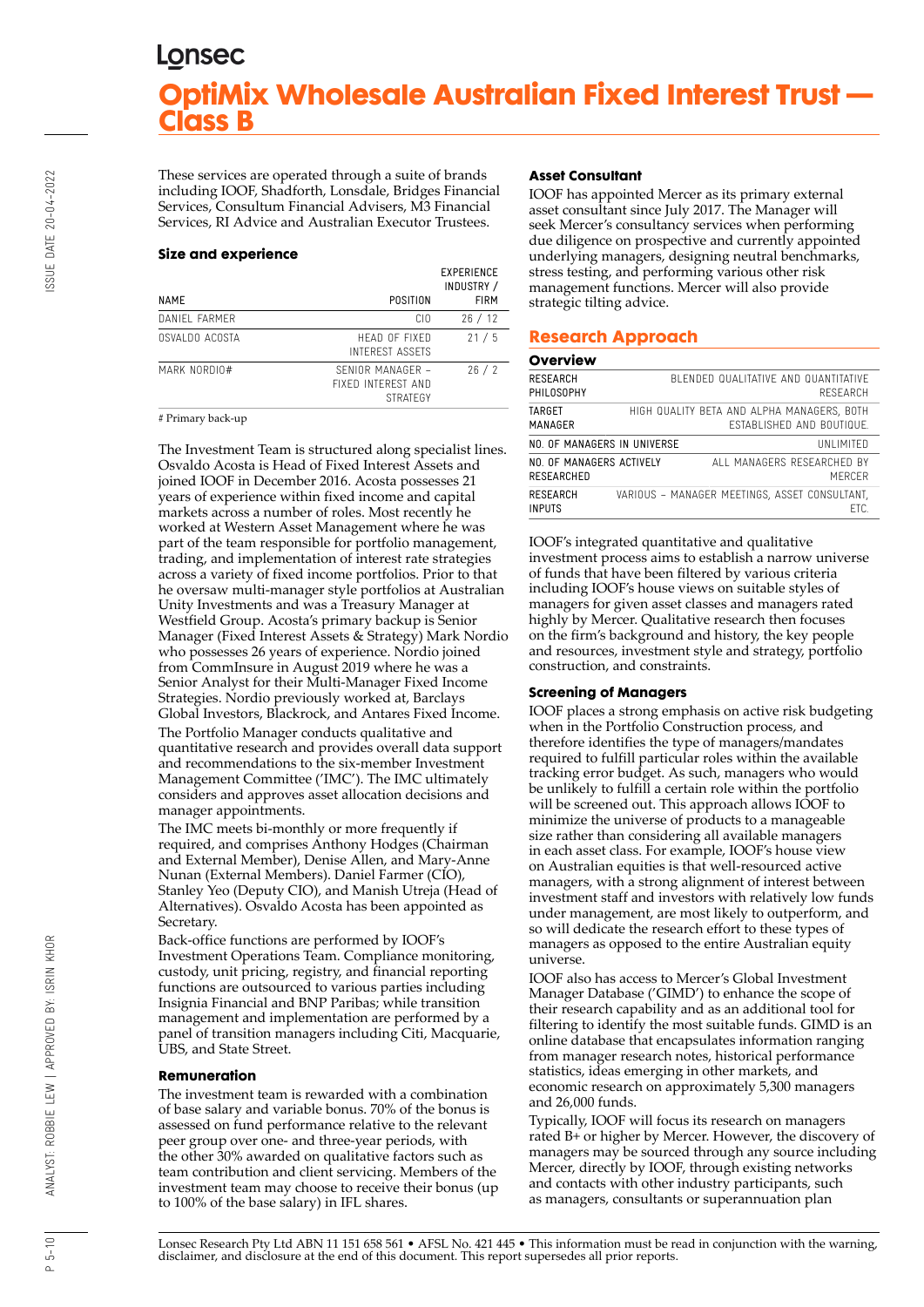These services are operated through a suite of brands including IOOF, Shadforth, Lonsdale, Bridges Financial Services, Consultum Financial Advisers, M3 Financial Services, RI Advice and Australian Executor Trustees.

### Size and experience

| NAME | POSITION | EXPERIENCE INDUSTRY / FIRM |
|---|---|---|
| DANIEL FARMER | CIO | 26 / 12 |
| OSVALDO ACOSTA | HEAD OF FIXED INTEREST ASSETS | 21 / 5 |
| MARK NORDIO# | SENIOR MANAGER – FIXED INTEREST AND STRATEGY | 26 / 2 |

# Primary back-up

The Investment Team is structured along specialist lines. Osvaldo Acosta is Head of Fixed Interest Assets and joined IOOF in December 2016. Acosta possesses 21 years of experience within fixed income and capital markets across a number of roles. Most recently he worked at Western Asset Management where he was part of the team responsible for portfolio management, trading, and implementation of interest rate strategies across a variety of fixed income portfolios. Prior to that he oversaw multi-manager style portfolios at Australian Unity Investments and was a Treasury Manager at Westfield Group. Acosta's primary backup is Senior Manager (Fixed Interest Assets & Strategy) Mark Nordio who possesses 26 years of experience. Nordio joined from CommInsure in August 2019 where he was a Senior Analyst for their Multi-Manager Fixed Income Strategies. Nordio previously worked at, Barclays Global Investors, Blackrock, and Antares Fixed Income.

The Portfolio Manager conducts qualitative and quantitative research and provides overall data support and recommendations to the six-member Investment Management Committee ('IMC'). The IMC ultimately considers and approves asset allocation decisions and manager appointments.

The IMC meets bi-monthly or more frequently if required, and comprises Anthony Hodges (Chairman and External Member), Denise Allen, and Mary-Anne Nunan (External Members). Daniel Farmer (CIO), Stanley Yeo (Deputy CIO), and Manish Utreja (Head of Alternatives). Osvaldo Acosta has been appointed as Secretary.

Back-office functions are performed by IOOF's Investment Operations Team. Compliance monitoring, custody, unit pricing, registry, and financial reporting functions are outsourced to various parties including Insignia Financial and BNP Paribas; while transition management and implementation are performed by a panel of transition managers including Citi, Macquarie, UBS, and State Street.

### Remuneration

The investment team is rewarded with a combination of base salary and variable bonus. 70% of the bonus is assessed on fund performance relative to the relevant peer group over one- and three-year periods, with the other 30% awarded on qualitative factors such as team contribution and client servicing. Members of the investment team may choose to receive their bonus (up to 100% of the base salary) in IFL shares.

### Asset Consultant

IOOF has appointed Mercer as its primary external asset consultant since July 2017. The Manager will seek Mercer's consultancy services when performing due diligence on prospective and currently appointed underlying managers, designing neutral benchmarks, stress testing, and performing various other risk management functions. Mercer will also provide strategic tilting advice.

## Research Approach

### Overview

| | |
|---|---|
| RESEARCH PHILOSOPHY | BLENDED QUALITATIVE AND QUANTITATIVE RESEARCH |
| TARGET MANAGER | HIGH QUALITY BETA AND ALPHA MANAGERS, BOTH ESTABLISHED AND BOUTIQUE. |
| NO. OF MANAGERS IN UNIVERSE | UNLIMITED |
| NO. OF MANAGERS ACTIVELY RESEARCHED | ALL MANAGERS RESEARCHED BY MERCER |
| RESEARCH INPUTS | VARIOUS – MANAGER MEETINGS, ASSET CONSULTANT, ETC. |

IOOF's integrated quantitative and qualitative investment process aims to establish a narrow universe of funds that have been filtered by various criteria including IOOF's house views on suitable styles of managers for given asset classes and managers rated highly by Mercer. Qualitative research then focuses on the firm's background and history, the key people and resources, investment style and strategy, portfolio construction, and constraints.

### Screening of Managers

IOOF places a strong emphasis on active risk budgeting when in the Portfolio Construction process, and therefore identifies the type of managers/mandates required to fulfill particular roles within the available tracking error budget. As such, managers who would be unlikely to fulfill a certain role within the portfolio will be screened out. This approach allows IOOF to minimize the universe of products to a manageable size rather than considering all available managers in each asset class. For example, IOOF's house view on Australian equities is that well-resourced active managers, with a strong alignment of interest between investment staff and investors with relatively low funds under management, are most likely to outperform, and so will dedicate the research effort to these types of managers as opposed to the entire Australian equity universe.

IOOF also has access to Mercer's Global Investment Manager Database ('GIMD') to enhance the scope of their research capability and as an additional tool for filtering to identify the most suitable funds. GIMD is an online database that encapsulates information ranging from manager research notes, historical performance statistics, ideas emerging in other markets, and economic research on approximately 5,300 managers and 26,000 funds.

Typically, IOOF will focus its research on managers rated B+ or higher by Mercer. However, the discovery of managers may be sourced through any source including Mercer, directly by IOOF, through existing networks and contacts with other industry participants, such as managers, consultants or superannuation plan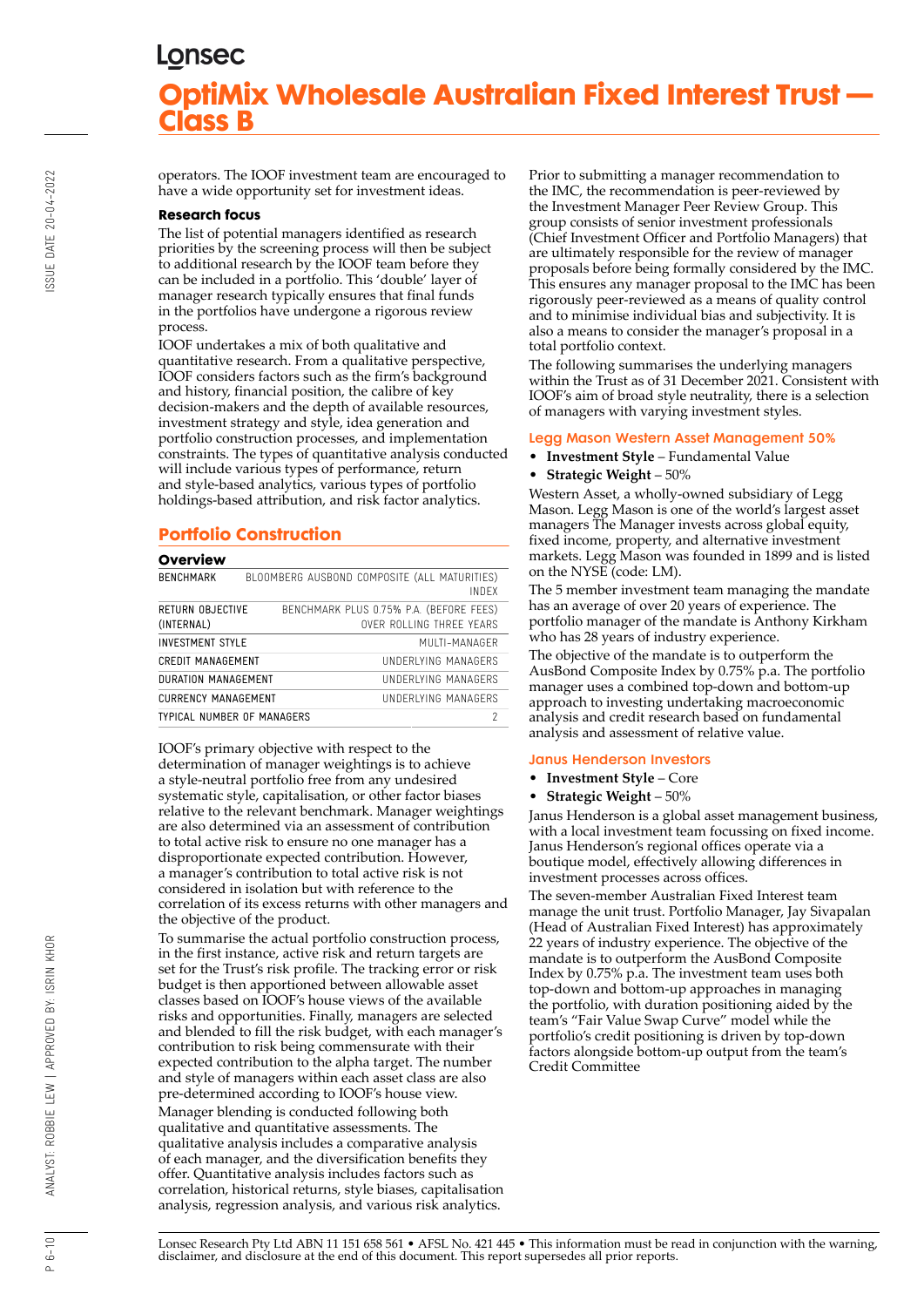operators. The IOOF investment team are encouraged to have a wide opportunity set for investment ideas.

### Research focus

The list of potential managers identified as research priorities by the screening process will then be subject to additional research by the IOOF team before they can be included in a portfolio. This 'double' layer of manager research typically ensures that final funds in the portfolios have undergone a rigorous review process.

IOOF undertakes a mix of both qualitative and quantitative research. From a qualitative perspective, IOOF considers factors such as the firm's background and history, financial position, the calibre of key decision-makers and the depth of available resources, investment strategy and style, idea generation and portfolio construction processes, and implementation constraints. The types of quantitative analysis conducted will include various types of performance, return and style-based analytics, various types of portfolio holdings-based attribution, and risk factor analytics.

## Portfolio Construction

### Overview

| | |
|---|---|
| BENCHMARK | BLOOMBERG AUSBOND COMPOSITE (ALL MATURITIES) INDEX |
| RETURN OBJECTIVE (INTERNAL) | BENCHMARK PLUS 0.75% P.A. (BEFORE FEES) OVER ROLLING THREE YEARS |
| INVESTMENT STYLE | MULTI-MANAGER |
| CREDIT MANAGEMENT | UNDERLYING MANAGERS |
| DURATION MANAGEMENT | UNDERLYING MANAGERS |
| CURRENCY MANAGEMENT | UNDERLYING MANAGERS |
| TYPICAL NUMBER OF MANAGERS | 2 |

IOOF's primary objective with respect to the determination of manager weightings is to achieve a style-neutral portfolio free from any undesired systematic style, capitalisation, or other factor biases relative to the relevant benchmark. Manager weightings are also determined via an assessment of contribution to total active risk to ensure no one manager has a disproportionate expected contribution. However, a manager's contribution to total active risk is not considered in isolation but with reference to the correlation of its excess returns with other managers and the objective of the product.

To summarise the actual portfolio construction process, in the first instance, active risk and return targets are set for the Trust's risk profile. The tracking error or risk budget is then apportioned between allowable asset classes based on IOOF's house views of the available risks and opportunities. Finally, managers are selected and blended to fill the risk budget, with each manager's contribution to risk being commensurate with their expected contribution to the alpha target. The number and style of managers within each asset class are also pre-determined according to IOOF's house view.

Manager blending is conducted following both qualitative and quantitative assessments. The qualitative analysis includes a comparative analysis of each manager, and the diversification benefits they offer. Quantitative analysis includes factors such as correlation, historical returns, style biases, capitalisation analysis, regression analysis, and various risk analytics.

Prior to submitting a manager recommendation to the IMC, the recommendation is peer-reviewed by the Investment Manager Peer Review Group. This group consists of senior investment professionals (Chief Investment Officer and Portfolio Managers) that are ultimately responsible for the review of manager proposals before being formally considered by the IMC. This ensures any manager proposal to the IMC has been rigorously peer-reviewed as a means of quality control and to minimise individual bias and subjectivity. It is also a means to consider the manager's proposal in a total portfolio context.

The following summarises the underlying managers within the Trust as of 31 December 2021. Consistent with IOOF's aim of broad style neutrality, there is a selection of managers with varying investment styles.

### Legg Mason Western Asset Management 50%

- **Investment Style** – Fundamental Value
- **Strategic Weight** – 50%

Western Asset, a wholly-owned subsidiary of Legg Mason. Legg Mason is one of the world's largest asset managers The Manager invests across global equity, fixed income, property, and alternative investment markets. Legg Mason was founded in 1899 and is listed on the NYSE (code: LM).

The 5 member investment team managing the mandate has an average of over 20 years of experience. The portfolio manager of the mandate is Anthony Kirkham who has 28 years of industry experience.

The objective of the mandate is to outperform the AusBond Composite Index by 0.75% p.a. The portfolio manager uses a combined top-down and bottom-up approach to investing undertaking macroeconomic analysis and credit research based on fundamental analysis and assessment of relative value.

### Janus Henderson Investors

- **Investment Style** – Core
- **Strategic Weight** – 50%

Janus Henderson is a global asset management business, with a local investment team focussing on fixed income. Janus Henderson's regional offices operate via a boutique model, effectively allowing differences in investment processes across offices.

The seven-member Australian Fixed Interest team manage the unit trust. Portfolio Manager, Jay Sivapalan (Head of Australian Fixed Interest) has approximately 22 years of industry experience. The objective of the mandate is to outperform the AusBond Composite Index by 0.75% p.a. The investment team uses both top-down and bottom-up approaches in managing the portfolio, with duration positioning aided by the team's "Fair Value Swap Curve" model while the portfolio's credit positioning is driven by top-down factors alongside bottom-up output from the team's Credit Committee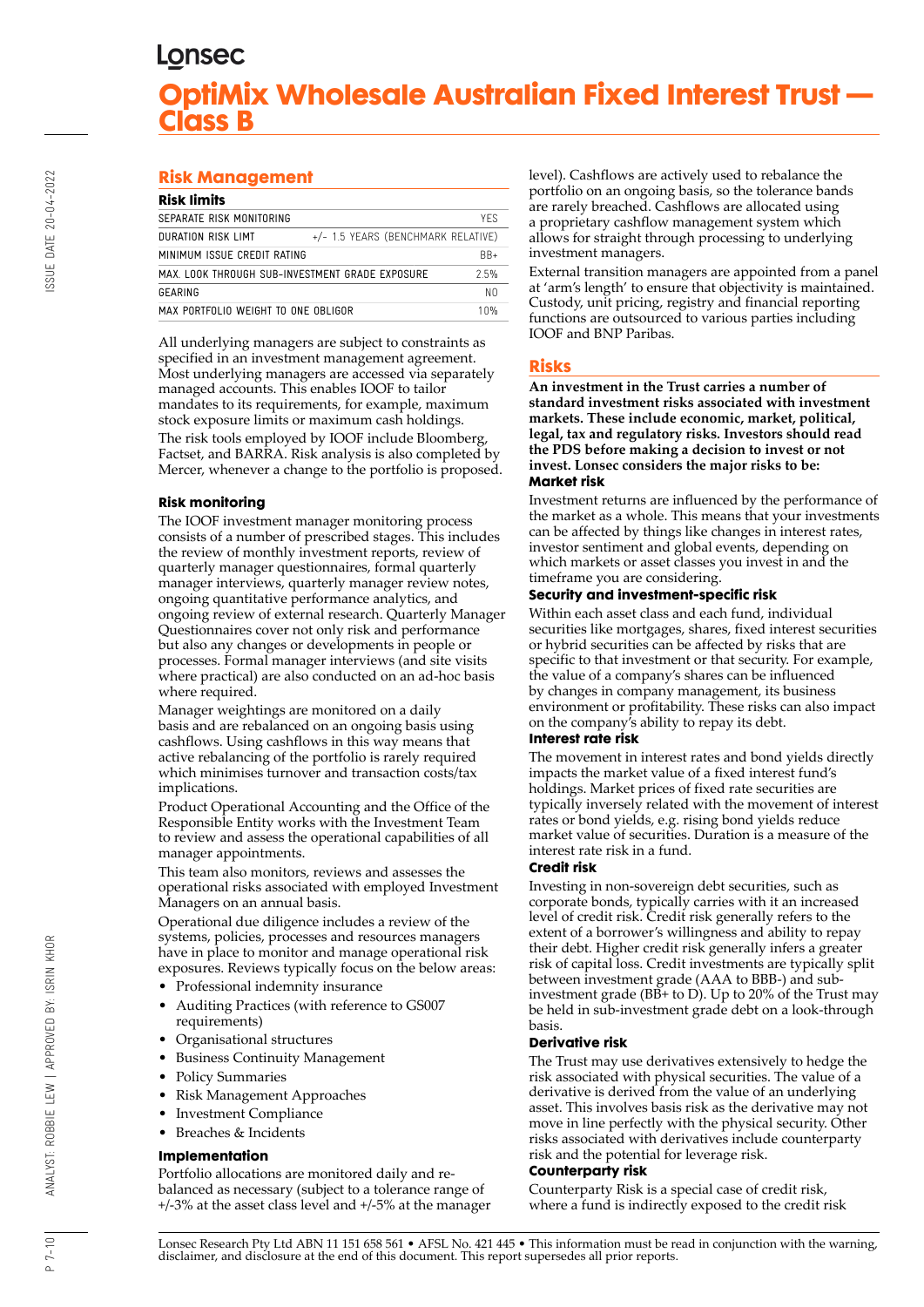## Risk Management

### Risk limits

| | |
|---|---|
| SEPARATE RISK MONITORING | YES |
| DURATION RISK LIMT | +/- 1.5 YEARS (BENCHMARK RELATIVE) |
| MINIMUM ISSUE CREDIT RATING | BB+ |
| MAX. LOOK THROUGH SUB-INVESTMENT GRADE EXPOSURE | 25% |
| GEARING | NO |
| MAX PORTFOLIO WEIGHT TO ONE OBLIGOR | 10% |

All underlying managers are subject to constraints as specified in an investment management agreement. Most underlying managers are accessed via separately managed accounts. This enables IOOF to tailor mandates to its requirements, for example, maximum stock exposure limits or maximum cash holdings.

The risk tools employed by IOOF include Bloomberg, Factset, and BARRA. Risk analysis is also completed by Mercer, whenever a change to the portfolio is proposed.

### Risk monitoring

The IOOF investment manager monitoring process consists of a number of prescribed stages. This includes the review of monthly investment reports, review of quarterly manager questionnaires, formal quarterly manager interviews, quarterly manager review notes, ongoing quantitative performance analytics, and ongoing review of external research. Quarterly Manager Questionnaires cover not only risk and performance but also any changes or developments in people or processes. Formal manager interviews (and site visits where practical) are also conducted on an ad-hoc basis where required.

Manager weightings are monitored on a daily basis and are rebalanced on an ongoing basis using cashflows. Using cashflows in this way means that active rebalancing of the portfolio is rarely required which minimises turnover and transaction costs/tax implications.

Product Operational Accounting and the Office of the Responsible Entity works with the Investment Team to review and assess the operational capabilities of all manager appointments.

This team also monitors, reviews and assesses the operational risks associated with employed Investment Managers on an annual basis.

Operational due diligence includes a review of the systems, policies, processes and resources managers have in place to monitor and manage operational risk exposures. Reviews typically focus on the below areas:

- Professional indemnity insurance
- Auditing Practices (with reference to GS007 requirements)
- Organisational structures
- Business Continuity Management
- Policy Summaries
- Risk Management Approaches
- Investment Compliance
- Breaches & Incidents

### Implementation

Portfolio allocations are monitored daily and re-balanced as necessary (subject to a tolerance range of +/-3% at the asset class level and +/-5% at the manager level). Cashflows are actively used to rebalance the portfolio on an ongoing basis, so the tolerance bands are rarely breached. Cashflows are allocated using a proprietary cashflow management system which allows for straight through processing to underlying investment managers.

External transition managers are appointed from a panel at 'arm's length' to ensure that objectivity is maintained. Custody, unit pricing, registry and financial reporting functions are outsourced to various parties including IOOF and BNP Paribas.

## Risks

**An investment in the Trust carries a number of standard investment risks associated with investment markets. These include economic, market, political, legal, tax and regulatory risks. Investors should read the PDS before making a decision to invest or not invest. Lonsec considers the major risks to be:**

### Market risk

Investment returns are influenced by the performance of the market as a whole. This means that your investments can be affected by things like changes in interest rates, investor sentiment and global events, depending on which markets or asset classes you invest in and the timeframe you are considering.

### Security and investment-specific risk

Within each asset class and each fund, individual securities like mortgages, shares, fixed interest securities or hybrid securities can be affected by risks that are specific to that investment or that security. For example, the value of a company's shares can be influenced by changes in company management, its business environment or profitability. These risks can also impact on the company's ability to repay its debt.

### Interest rate risk

The movement in interest rates and bond yields directly impacts the market value of a fixed interest fund's holdings. Market prices of fixed rate securities are typically inversely related with the movement of interest rates or bond yields, e.g. rising bond yields reduce market value of securities. Duration is a measure of the interest rate risk in a fund.

### Credit risk

Investing in non-sovereign debt securities, such as corporate bonds, typically carries with it an increased level of credit risk. Credit risk generally refers to the extent of a borrower's willingness and ability to repay their debt. Higher credit risk generally infers a greater risk of capital loss. Credit investments are typically split between investment grade (AAA to BBB-) and sub-investment grade (BB+ to D). Up to 20% of the Trust may be held in sub-investment grade debt on a look-through basis.

### Derivative risk

The Trust may use derivatives extensively to hedge the risk associated with physical securities. The value of a derivative is derived from the value of an underlying asset. This involves basis risk as the derivative may not move in line perfectly with the physical security. Other risks associated with derivatives include counterparty risk and the potential for leverage risk.

### Counterparty risk

Counterparty Risk is a special case of credit risk, where a fund is indirectly exposed to the credit risk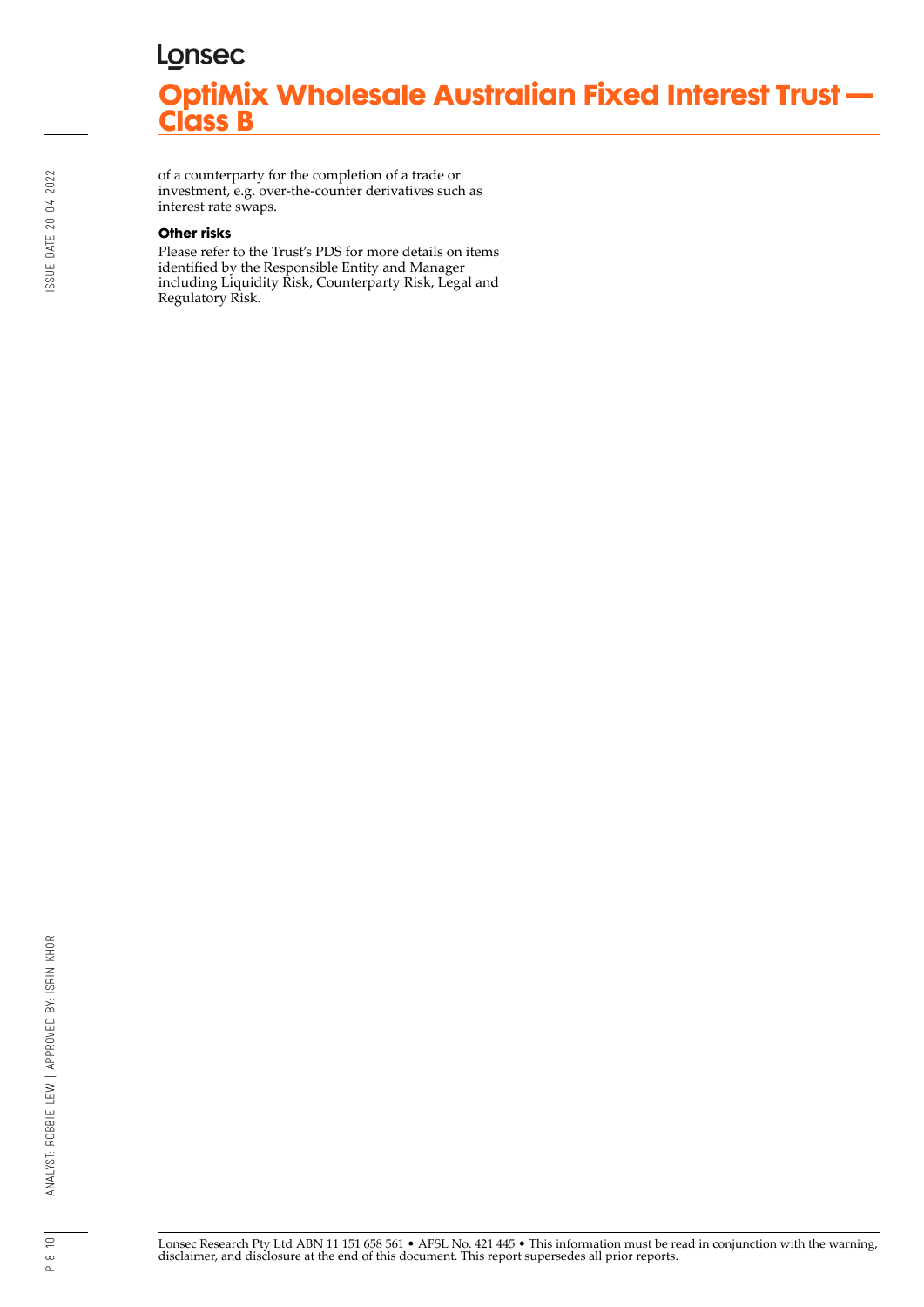of a counterparty for the completion of a trade or investment, e.g. over-the-counter derivatives such as interest rate swaps.

**Other risks**

Please refer to the Trust's PDS for more details on items identified by the Responsible Entity and Manager including Liquidity Risk, Counterparty Risk, Legal and Regulatory Risk.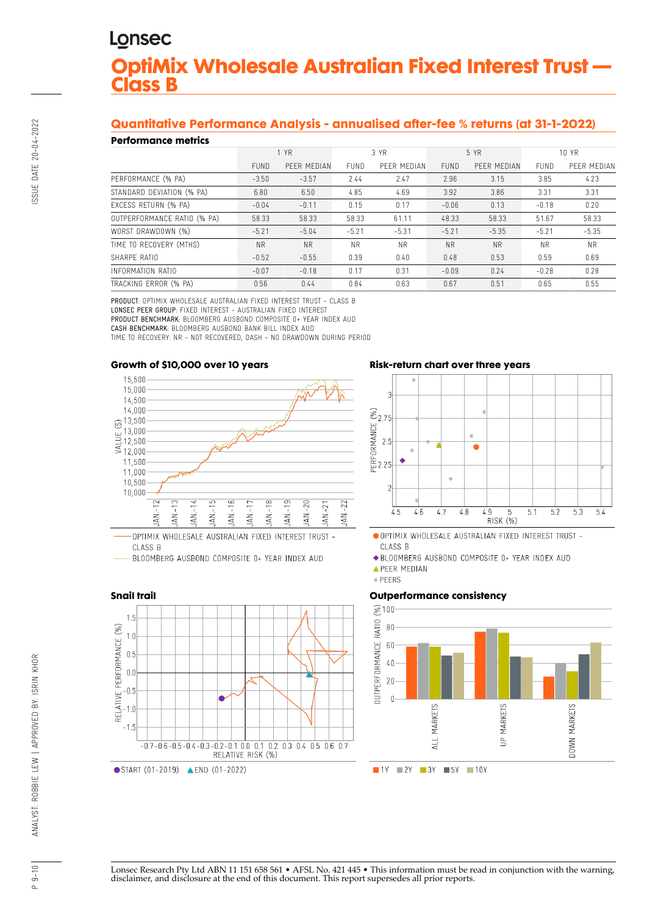# OptiMix Wholesale Australian Fixed Interest Trust — Class B

## Quantitative Performance Analysis - annualised after-fee % returns (at 31-1-2022)

### Performance metrics

| | 1 YR | | 3 YR | | 5 YR | | 10 YR | |
|---|---|---|---|---|---|---|---|---|
| | FUND | PEER MEDIAN | FUND | PEER MEDIAN | FUND | PEER MEDIAN | FUND | PEER MEDIAN |
| PERFORMANCE (% PA) | -3.50 | -3.57 | 2.44 | 2.47 | 2.96 | 3.15 | 3.85 | 4.23 |
| STANDARD DEVIATION (% PA) | 6.80 | 6.50 | 4.85 | 4.69 | 3.92 | 3.86 | 3.31 | 3.31 |
| EXCESS RETURN (% PA) | -0.04 | -0.11 | 0.15 | 0.17 | -0.06 | 0.13 | -0.18 | 0.20 |
| OUTPERFORMANCE RATIO (% PA) | 58.33 | 58.33 | 58.33 | 61.11 | 48.33 | 58.33 | 51.67 | 58.33 |
| WORST DRAWDOWN (%) | -5.21 | -5.04 | -5.21 | -5.31 | -5.21 | -5.35 | -5.21 | -5.35 |
| TIME TO RECOVERY (MTHS) | NR | NR | NR | NR | NR | NR | NR | NR |
| SHARPE RATIO | -0.52 | -0.55 | 0.39 | 0.40 | 0.48 | 0.53 | 0.59 | 0.69 |
| INFORMATION RATIO | -0.07 | -0.18 | 0.17 | 0.31 | -0.09 | 0.24 | -0.28 | 0.28 |
| TRACKING ERROR (% PA) | 0.56 | 0.44 | 0.84 | 0.63 | 0.67 | 0.51 | 0.65 | 0.55 |

**PRODUCT:** OPTIMIX WHOLESALE AUSTRALIAN FIXED INTEREST TRUST - CLASS B
**LONSEC PEER GROUP:** FIXED INTEREST - AUSTRALIAN FIXED INTEREST
**PRODUCT BENCHMARK:** BLOOMBERG AUSBOND COMPOSITE 0+ YEAR INDEX AUD
**CASH BENCHMARK:** BLOOMBERG AUSBOND BANK BILL INDEX AUD
TIME TO RECOVERY: NR - NOT RECOVERED, DASH - NO DRAWDOWN DURING PERIOD

### Growth of $10,000 over 10 years

OPTIMIX WHOLESALE AUSTRALIAN FIXED INTEREST TRUST - CLASS B
BLOOMBERG AUSBOND COMPOSITE 0+ YEAR INDEX AUD

### Risk-return chart over three years

OPTIMIX WHOLESALE AUSTRALIAN FIXED INTEREST TRUST - CLASS B
BLOOMBERG AUSBOND COMPOSITE 0+ YEAR INDEX AUD
PEER MEDIAN
PEERS

### Snail trail

START (01-2019) END (01-2022)

### Outperformance consistency

1Y 2Y 3Y 5Y 10Y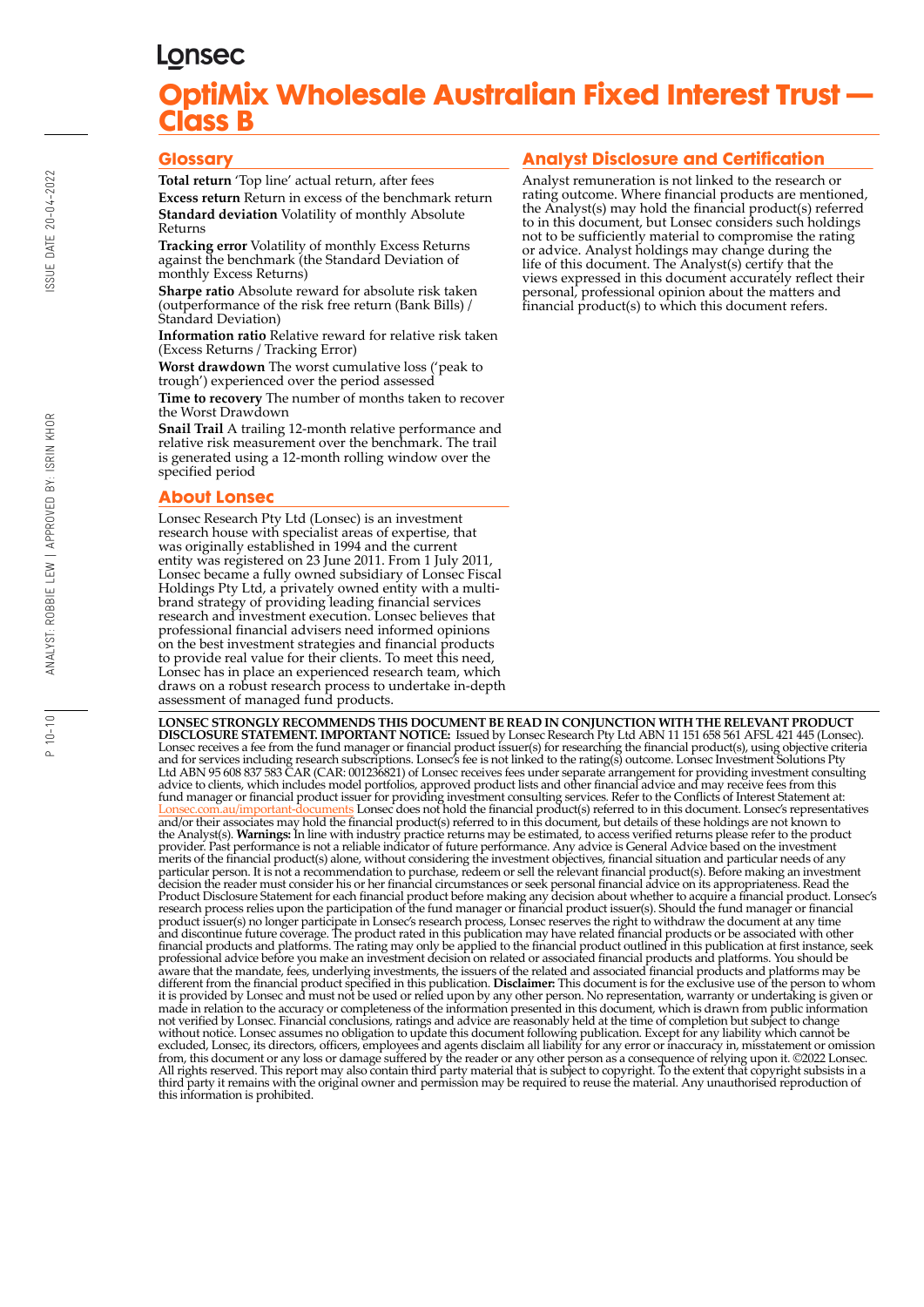# OptiMix Wholesale Australian Fixed Interest Trust — Class B

## Glossary

**Total return** 'Top line' actual return, after fees

**Excess return** Return in excess of the benchmark return

**Standard deviation** Volatility of monthly Absolute Returns

**Tracking error** Volatility of monthly Excess Returns against the benchmark (the Standard Deviation of monthly Excess Returns)

**Sharpe ratio** Absolute reward for absolute risk taken (outperformance of the risk free return (Bank Bills) / Standard Deviation)

**Information ratio** Relative reward for relative risk taken (Excess Returns / Tracking Error)

**Worst drawdown** The worst cumulative loss ('peak to trough') experienced over the period assessed

**Time to recovery** The number of months taken to recover the Worst Drawdown

**Snail Trail** A trailing 12-month relative performance and relative risk measurement over the benchmark. The trail is generated using a 12-month rolling window over the specified period

## About Lonsec

Lonsec Research Pty Ltd (Lonsec) is an investment research house with specialist areas of expertise, that was originally established in 1994 and the current entity was registered on 23 June 2011. From 1 July 2011, Lonsec became a fully owned subsidiary of Lonsec Fiscal Holdings Pty Ltd, a privately owned entity with a multi-brand strategy of providing leading financial services research and investment execution. Lonsec believes that professional financial advisers need informed opinions on the best investment strategies and financial products to provide real value for their clients. To meet this need, Lonsec has in place an experienced research team, which draws on a robust research process to undertake in-depth assessment of managed fund products.

## Analyst Disclosure and Certification

Analyst remuneration is not linked to the research or rating outcome. Where financial products are mentioned, the Analyst(s) may hold the financial product(s) referred to in this document, but Lonsec considers such holdings not to be sufficiently material to compromise the rating or advice. Analyst holdings may change during the life of this document. The Analyst(s) certify that the views expressed in this document accurately reflect their personal, professional opinion about the matters and financial product(s) to which this document refers.

**LONSEC STRONGLY RECOMMENDS THIS DOCUMENT BE READ IN CONJUNCTION WITH THE RELEVANT PRODUCT DISCLOSURE STATEMENT. IMPORTANT NOTICE:** Issued by Lonsec Research Pty Ltd ABN 11 151 658 561 AFSL 421 445 (Lonsec). Lonsec receives a fee from the fund manager or financial product issuer(s) for researching the financial product(s), using objective criteria and for services including research subscriptions. Lonsec's fee is not linked to the rating(s) outcome. Lonsec Investment Solutions Pty Ltd ABN 95 608 837 583 CAR (CAR: 001236821) of Lonsec receives fees under separate arrangement for providing investment consulting advice to clients, which includes model portfolios, approved product lists and other financial advice and may receive fees from this fund manager or financial product issuer for providing investment consulting services. Refer to the Conflicts of Interest Statement at: Lonsec.com.au/important-documents Lonsec does not hold the financial product(s) referred to in this document. Lonsec's representatives and/or their associates may hold the financial product(s) referred to in this document, but details of these holdings are not known to the Analyst(s). **Warnings:** In line with industry practice returns may be estimated, to access verified returns please refer to the product provider. Past performance is not a reliable indicator of future performance. Any advice is General Advice based on the investment merits of the financial product(s) alone, without considering the investment objectives, financial situation and particular needs of any particular person. It is not a recommendation to purchase, redeem or sell the relevant financial product(s). Before making an investment decision the reader must consider his or her financial circumstances or seek personal financial advice on its appropriateness. Read the Product Disclosure Statement for each financial product before making any decision about whether to acquire a financial product. Lonsec's research process relies upon the participation of the fund manager or financial product issuer(s). Should the fund manager or financial product issuer(s) no longer participate in Lonsec's research process, Lonsec reserves the right to withdraw the document at any time and discontinue future coverage. The product rated in this publication may have related financial products or be associated with other financial products and platforms. The rating may only be applied to the financial product outlined in this publication at first instance, seek professional advice before you make an investment decision on related or associated financial products and platforms. You should be aware that the mandate, fees, underlying investments, the issuers of the related and associated financial products and platforms may be different from the financial product specified in this publication. **Disclaimer:** This document is for the exclusive use of the person to whom it is provided by Lonsec and must not be used or relied upon by any other person. No representation, warranty or undertaking is given or made in relation to the accuracy or completeness of the information presented in this document, which is drawn from public information not verified by Lonsec. Financial conclusions, ratings and advice are reasonably held at the time of completion but subject to change without notice. Lonsec assumes no obligation to update this document following publication. Except for any liability which cannot be excluded, Lonsec, its directors, officers, employees and agents disclaim all liability for any error or inaccuracy in, misstatement or omission from, this document or any loss or damage suffered by the reader or any other person as a consequence of relying upon it. ©2022 Lonsec. All rights reserved. This report may also contain third party material that is subject to copyright. To the extent that copyright subsists in a third party it remains with the original owner and permission may be required to reuse the material. Any unauthorised reproduction of this information is prohibited.